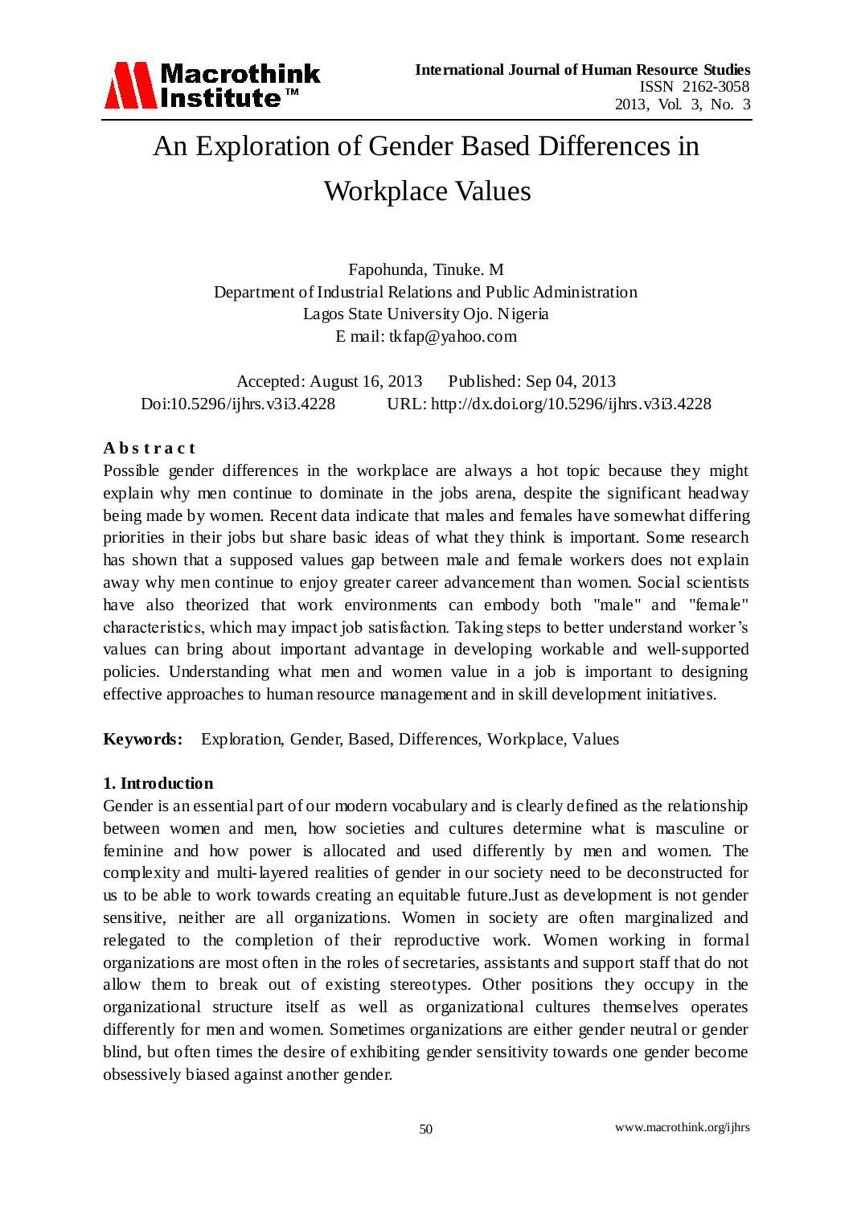# An Exploration of Gender Based Differences in Workplace Values

Fapohunda, Tinuke. M

Department of Industrial Relations and Public Administration

Lagos State University Ojo. Nigeria

E mail: tkfap@yahoo.com

Accepted: August 16, 2013 Published: Sep 04, 2013

Doi:10.5296/ijhrs.v3i3.4228 URL: http://dx.doi.org/10.5296/ijhrs.v3i3.4228

**Abstract**

Possible gender differences in the workplace are always a hot topic because they might explain why men continue to dominate in the jobs arena, despite the significant headway being made by women. Recent data indicate that males and females have somewhat differing priorities in their jobs but share basic ideas of what they think is important. Some research has shown that a supposed values gap between male and female workers does not explain away why men continue to enjoy greater career advancement than women. Social scientists have also theorized that work environments can embody both "male" and "female" characteristics, which may impact job satisfaction. Taking steps to better understand worker's values can bring about important advantage in developing workable and well-supported policies. Understanding what men and women value in a job is important to designing effective approaches to human resource management and in skill development initiatives.

**Keywords:** Exploration, Gender, Based, Differences, Workplace, Values

## 1. Introduction

Gender is an essential part of our modern vocabulary and is clearly defined as the relationship between women and men, how societies and cultures determine what is masculine or feminine and how power is allocated and used differently by men and women. The complexity and multi-layered realities of gender in our society need to be deconstructed for us to be able to work towards creating an equitable future.Just as development is not gender sensitive, neither are all organizations. Women in society are often marginalized and relegated to the completion of their reproductive work. Women working in formal organizations are most often in the roles of secretaries, assistants and support staff that do not allow them to break out of existing stereotypes. Other positions they occupy in the organizational structure itself as well as organizational cultures themselves operates differently for men and women. Sometimes organizations are either gender neutral or gender blind, but often times the desire of exhibiting gender sensitivity towards one gender become obsessively biased against another gender.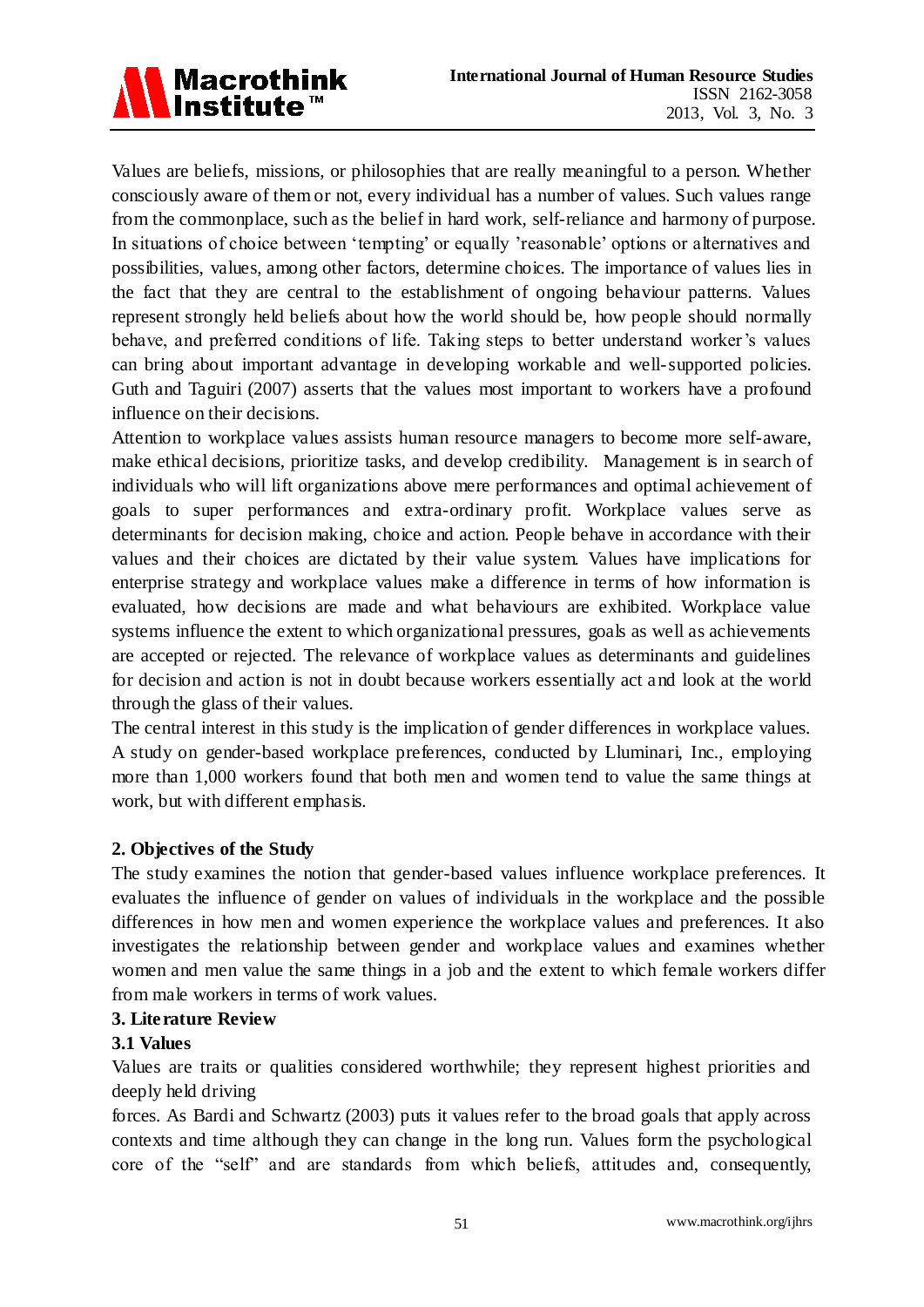Values are beliefs, missions, or philosophies that are really meaningful to a person. Whether consciously aware of them or not, every individual has a number of values. Such values range from the commonplace, such as the belief in hard work, self-reliance and harmony of purpose. In situations of choice between 'tempting' or equally 'reasonable' options or alternatives and possibilities, values, among other factors, determine choices. The importance of values lies in the fact that they are central to the establishment of ongoing behaviour patterns. Values represent strongly held beliefs about how the world should be, how people should normally behave, and preferred conditions of life. Taking steps to better understand worker's values can bring about important advantage in developing workable and well-supported policies. Guth and Taguiri (2007) asserts that the values most important to workers have a profound influence on their decisions.

Attention to workplace values assists human resource managers to become more self-aware, make ethical decisions, prioritize tasks, and develop credibility. Management is in search of individuals who will lift organizations above mere performances and optimal achievement of goals to super performances and extra-ordinary profit. Workplace values serve as determinants for decision making, choice and action. People behave in accordance with their values and their choices are dictated by their value system. Values have implications for enterprise strategy and workplace values make a difference in terms of how information is evaluated, how decisions are made and what behaviours are exhibited. Workplace value systems influence the extent to which organizational pressures, goals as well as achievements are accepted or rejected. The relevance of workplace values as determinants and guidelines for decision and action is not in doubt because workers essentially act and look at the world through the glass of their values.

The central interest in this study is the implication of gender differences in workplace values. A study on gender-based workplace preferences, conducted by Lluminari, Inc., employing more than 1,000 workers found that both men and women tend to value the same things at work, but with different emphasis.

## 2. Objectives of the Study

The study examines the notion that gender-based values influence workplace preferences. It evaluates the influence of gender on values of individuals in the workplace and the possible differences in how men and women experience the workplace values and preferences. It also investigates the relationship between gender and workplace values and examines whether women and men value the same things in a job and the extent to which female workers differ from male workers in terms of work values.

## 3. Literature Review

### 3.1 Values

Values are traits or qualities considered worthwhile; they represent highest priorities and deeply held driving forces. As Bardi and Schwartz (2003) puts it values refer to the broad goals that apply across contexts and time although they can change in the long run. Values form the psychological core of the "self" and are standards from which beliefs, attitudes and, consequently,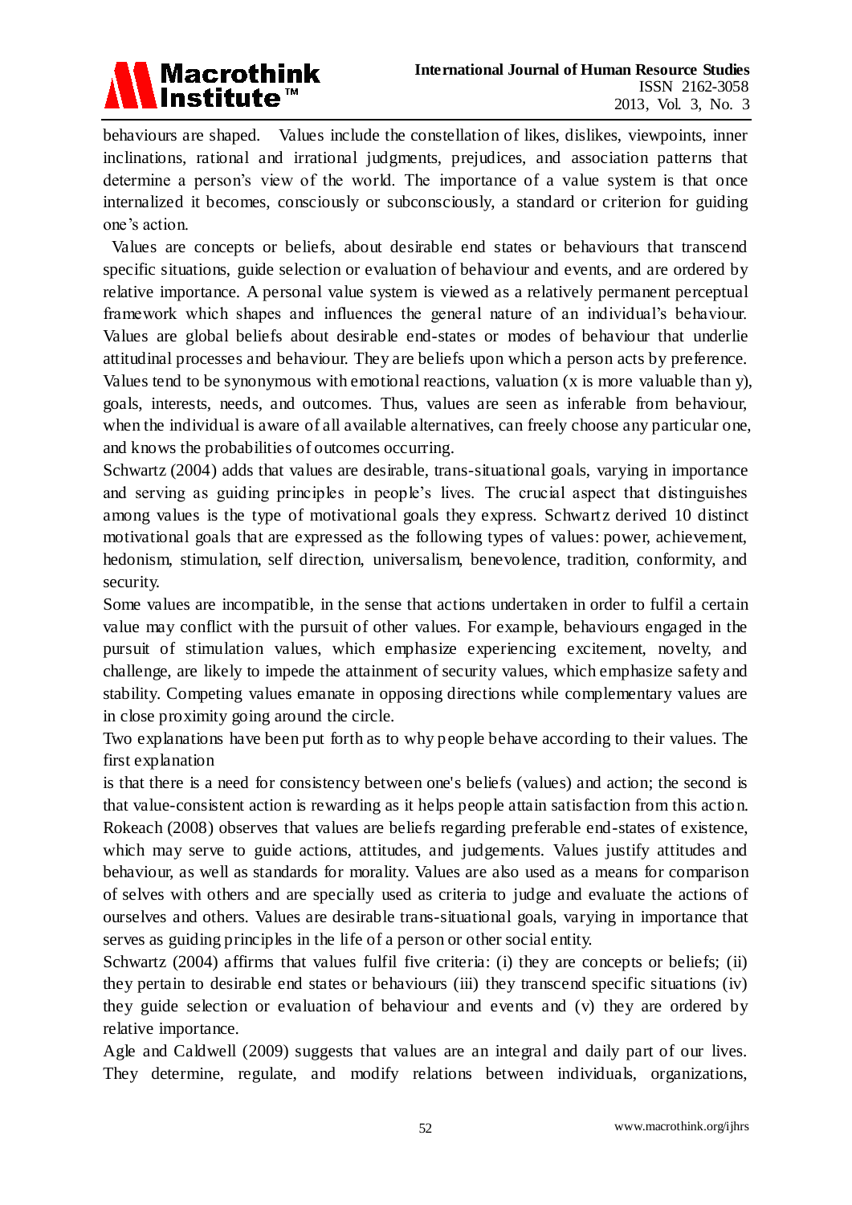behaviours are shaped. Values include the constellation of likes, dislikes, viewpoints, inner inclinations, rational and irrational judgments, prejudices, and association patterns that determine a person's view of the world. The importance of a value system is that once internalized it becomes, consciously or subconsciously, a standard or criterion for guiding one's action.

Values are concepts or beliefs, about desirable end states or behaviours that transcend specific situations, guide selection or evaluation of behaviour and events, and are ordered by relative importance. A personal value system is viewed as a relatively permanent perceptual framework which shapes and influences the general nature of an individual's behaviour. Values are global beliefs about desirable end-states or modes of behaviour that underlie attitudinal processes and behaviour. They are beliefs upon which a person acts by preference. Values tend to be synonymous with emotional reactions, valuation (x is more valuable than y), goals, interests, needs, and outcomes. Thus, values are seen as inferable from behaviour, when the individual is aware of all available alternatives, can freely choose any particular one, and knows the probabilities of outcomes occurring.

Schwartz (2004) adds that values are desirable, trans-situational goals, varying in importance and serving as guiding principles in people's lives. The crucial aspect that distinguishes among values is the type of motivational goals they express. Schwartz derived 10 distinct motivational goals that are expressed as the following types of values: power, achievement, hedonism, stimulation, self direction, universalism, benevolence, tradition, conformity, and security.

Some values are incompatible, in the sense that actions undertaken in order to fulfil a certain value may conflict with the pursuit of other values. For example, behaviours engaged in the pursuit of stimulation values, which emphasize experiencing excitement, novelty, and challenge, are likely to impede the attainment of security values, which emphasize safety and stability. Competing values emanate in opposing directions while complementary values are in close proximity going around the circle.

Two explanations have been put forth as to why people behave according to their values. The first explanation is that there is a need for consistency between one's beliefs (values) and action; the second is that value-consistent action is rewarding as it helps people attain satisfaction from this action. Rokeach (2008) observes that values are beliefs regarding preferable end-states of existence, which may serve to guide actions, attitudes, and judgements. Values justify attitudes and behaviour, as well as standards for morality. Values are also used as a means for comparison of selves with others and are specially used as criteria to judge and evaluate the actions of ourselves and others. Values are desirable trans-situational goals, varying in importance that serves as guiding principles in the life of a person or other social entity.

Schwartz (2004) affirms that values fulfil five criteria: (i) they are concepts or beliefs; (ii) they pertain to desirable end states or behaviours (iii) they transcend specific situations (iv) they guide selection or evaluation of behaviour and events and (v) they are ordered by relative importance.

Agle and Caldwell (2009) suggests that values are an integral and daily part of our lives. They determine, regulate, and modify relations between individuals, organizations,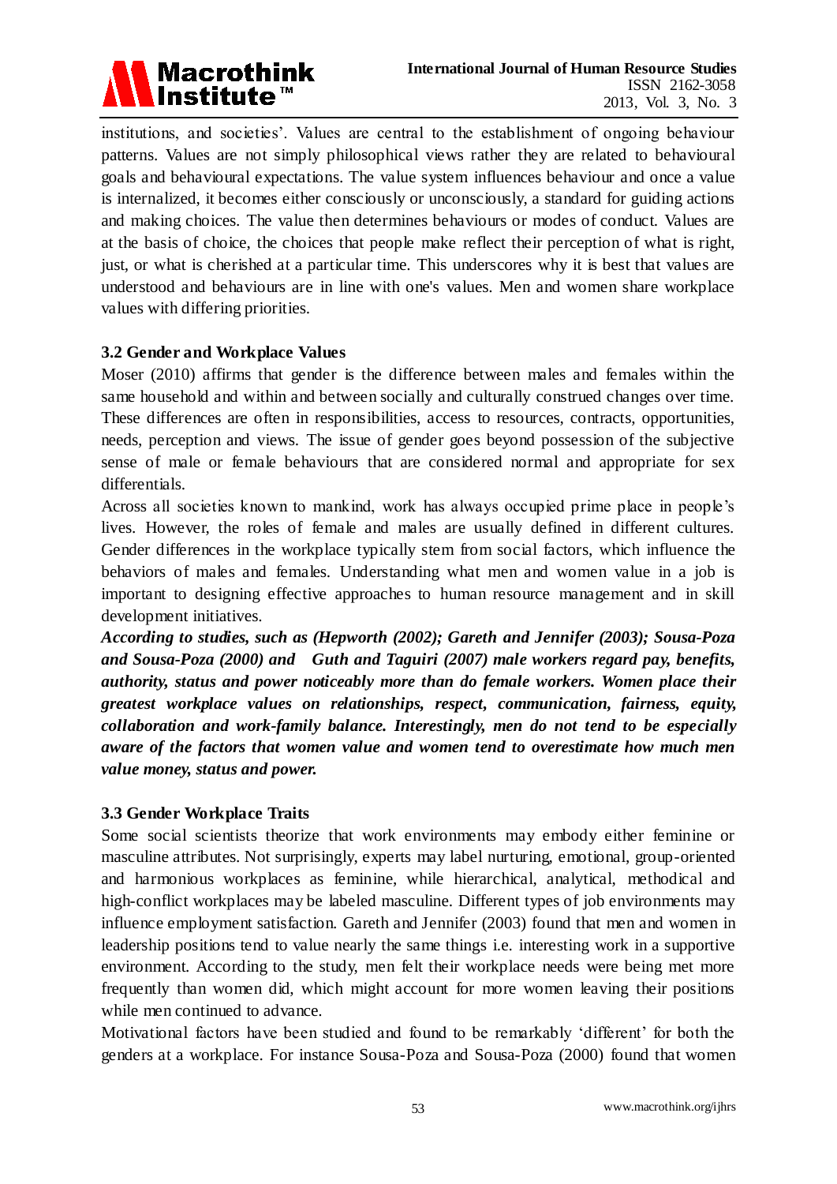institutions, and societies'. Values are central to the establishment of ongoing behaviour patterns. Values are not simply philosophical views rather they are related to behavioural goals and behavioural expectations. The value system influences behaviour and once a value is internalized, it becomes either consciously or unconsciously, a standard for guiding actions and making choices. The value then determines behaviours or modes of conduct. Values are at the basis of choice, the choices that people make reflect their perception of what is right, just, or what is cherished at a particular time. This underscores why it is best that values are understood and behaviours are in line with one's values. Men and women share workplace values with differing priorities.

### 3.2 Gender and Workplace Values

Moser (2010) affirms that gender is the difference between males and females within the same household and within and between socially and culturally construed changes over time. These differences are often in responsibilities, access to resources, contracts, opportunities, needs, perception and views. The issue of gender goes beyond possession of the subjective sense of male or female behaviours that are considered normal and appropriate for sex differentials.

Across all societies known to mankind, work has always occupied prime place in people's lives. However, the roles of female and males are usually defined in different cultures. Gender differences in the workplace typically stem from social factors, which influence the behaviors of males and females. Understanding what men and women value in a job is important to designing effective approaches to human resource management and in skill development initiatives.

***According to studies, such as (Hepworth (2002); Gareth and Jennifer (2003); Sousa-Poza and Sousa-Poza (2000) and Guth and Taguiri (2007) male workers regard pay, benefits, authority, status and power noticeably more than do female workers. Women place their greatest workplace values on relationships, respect, communication, fairness, equity, collaboration and work-family balance. Interestingly, men do not tend to be especially aware of the factors that women value and women tend to overestimate how much men value money, status and power.***

### 3.3 Gender Workplace Traits

Some social scientists theorize that work environments may embody either feminine or masculine attributes. Not surprisingly, experts may label nurturing, emotional, group-oriented and harmonious workplaces as feminine, while hierarchical, analytical, methodical and high-conflict workplaces may be labeled masculine. Different types of job environments may influence employment satisfaction. Gareth and Jennifer (2003) found that men and women in leadership positions tend to value nearly the same things i.e. interesting work in a supportive environment. According to the study, men felt their workplace needs were being met more frequently than women did, which might account for more women leaving their positions while men continued to advance.

Motivational factors have been studied and found to be remarkably 'different' for both the genders at a workplace. For instance Sousa-Poza and Sousa-Poza (2000) found that women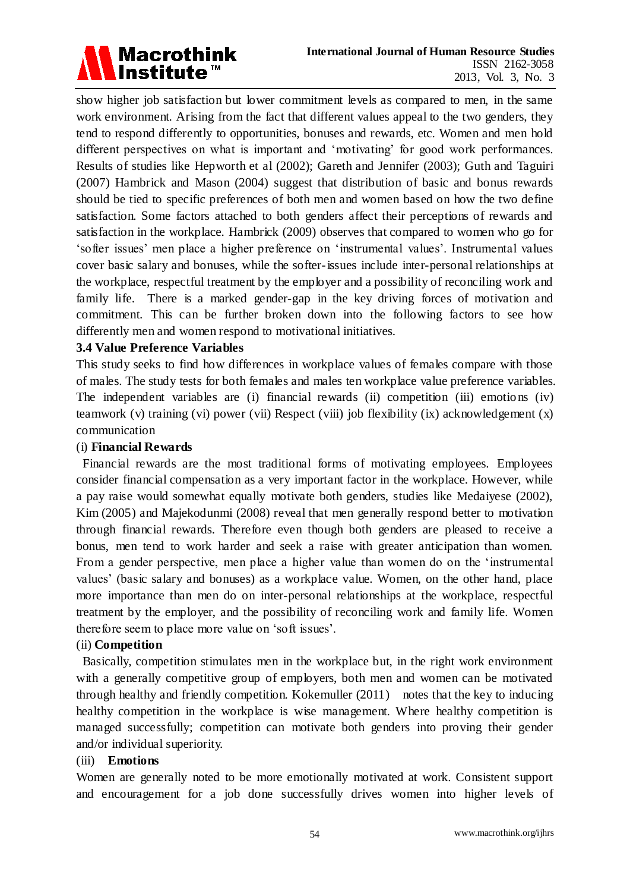show higher job satisfaction but lower commitment levels as compared to men, in the same work environment. Arising from the fact that different values appeal to the two genders, they tend to respond differently to opportunities, bonuses and rewards, etc. Women and men hold different perspectives on what is important and 'motivating' for good work performances. Results of studies like Hepworth et al (2002); Gareth and Jennifer (2003); Guth and Taguiri (2007) Hambrick and Mason (2004) suggest that distribution of basic and bonus rewards should be tied to specific preferences of both men and women based on how the two define satisfaction. Some factors attached to both genders affect their perceptions of rewards and satisfaction in the workplace. Hambrick (2009) observes that compared to women who go for 'softer issues' men place a higher preference on 'instrumental values'. Instrumental values cover basic salary and bonuses, while the softer-issues include inter-personal relationships at the workplace, respectful treatment by the employer and a possibility of reconciling work and family life. There is a marked gender-gap in the key driving forces of motivation and commitment. This can be further broken down into the following factors to see how differently men and women respond to motivational initiatives.

### 3.4 Value Preference Variables

This study seeks to find how differences in workplace values of females compare with those of males. The study tests for both females and males ten workplace value preference variables. The independent variables are (i) financial rewards (ii) competition (iii) emotions (iv) teamwork (v) training (vi) power (vii) Respect (viii) job flexibility (ix) acknowledgement (x) communication

(i) **Financial Rewards**

Financial rewards are the most traditional forms of motivating employees. Employees consider financial compensation as a very important factor in the workplace. However, while a pay raise would somewhat equally motivate both genders, studies like Medaiyese (2002), Kim (2005) and Majekodunmi (2008) reveal that men generally respond better to motivation through financial rewards. Therefore even though both genders are pleased to receive a bonus, men tend to work harder and seek a raise with greater anticipation than women. From a gender perspective, men place a higher value than women do on the 'instrumental values' (basic salary and bonuses) as a workplace value. Women, on the other hand, place more importance than men do on inter-personal relationships at the workplace, respectful treatment by the employer, and the possibility of reconciling work and family life. Women therefore seem to place more value on 'soft issues'.

(ii) **Competition**

Basically, competition stimulates men in the workplace but, in the right work environment with a generally competitive group of employers, both men and women can be motivated through healthy and friendly competition. Kokemuller (2011) notes that the key to inducing healthy competition in the workplace is wise management. Where healthy competition is managed successfully; competition can motivate both genders into proving their gender and/or individual superiority.

(iii) **Emotions**

Women are generally noted to be more emotionally motivated at work. Consistent support and encouragement for a job done successfully drives women into higher levels of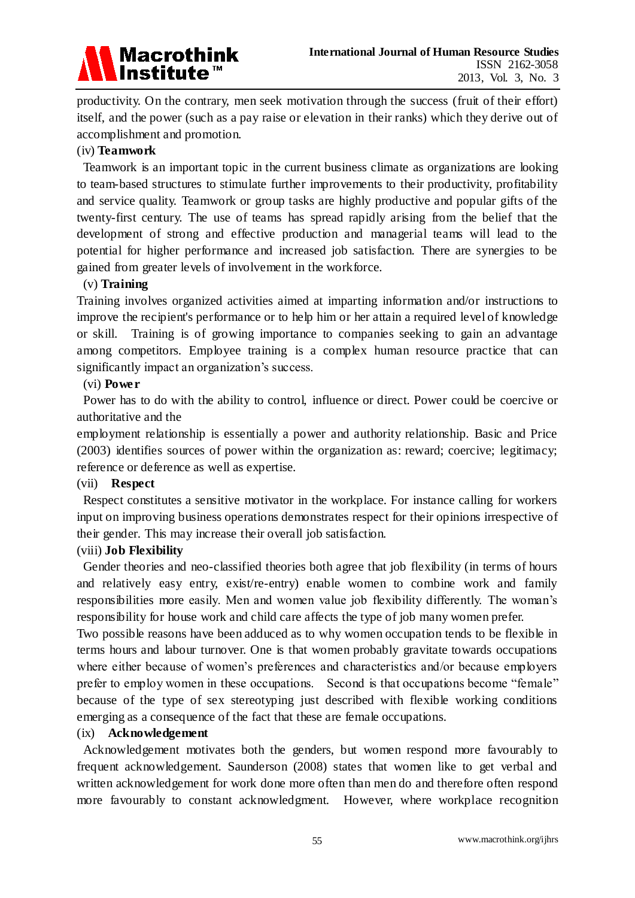productivity. On the contrary, men seek motivation through the success (fruit of their effort) itself, and the power (such as a pay raise or elevation in their ranks) which they derive out of accomplishment and promotion.

(iv) **Teamwork**

Teamwork is an important topic in the current business climate as organizations are looking to team-based structures to stimulate further improvements to their productivity, profitability and service quality. Teamwork or group tasks are highly productive and popular gifts of the twenty-first century. The use of teams has spread rapidly arising from the belief that the development of strong and effective production and managerial teams will lead to the potential for higher performance and increased job satisfaction. There are synergies to be gained from greater levels of involvement in the workforce.

(v) **Training**

Training involves organized activities aimed at imparting information and/or instructions to improve the recipient's performance or to help him or her attain a required level of knowledge or skill. Training is of growing importance to companies seeking to gain an advantage among competitors. Employee training is a complex human resource practice that can significantly impact an organization's success.

(vi) **Power**

Power has to do with the ability to control, influence or direct. Power could be coercive or authoritative and the

employment relationship is essentially a power and authority relationship. Basic and Price (2003) identifies sources of power within the organization as: reward; coercive; legitimacy; reference or deference as well as expertise.

(vii) **Respect**

Respect constitutes a sensitive motivator in the workplace. For instance calling for workers input on improving business operations demonstrates respect for their opinions irrespective of their gender. This may increase their overall job satisfaction.

(viii) **Job Flexibility**

Gender theories and neo-classified theories both agree that job flexibility (in terms of hours and relatively easy entry, exist/re-entry) enable women to combine work and family responsibilities more easily. Men and women value job flexibility differently. The woman's responsibility for house work and child care affects the type of job many women prefer.

Two possible reasons have been adduced as to why women occupation tends to be flexible in terms hours and labour turnover. One is that women probably gravitate towards occupations where either because of women's preferences and characteristics and/or because employers prefer to employ women in these occupations. Second is that occupations become "female" because of the type of sex stereotyping just described with flexible working conditions emerging as a consequence of the fact that these are female occupations.

(ix) **Acknowledgement**

Acknowledgement motivates both the genders, but women respond more favourably to frequent acknowledgement. Saunderson (2008) states that women like to get verbal and written acknowledgement for work done more often than men do and therefore often respond more favourably to constant acknowledgment. However, where workplace recognition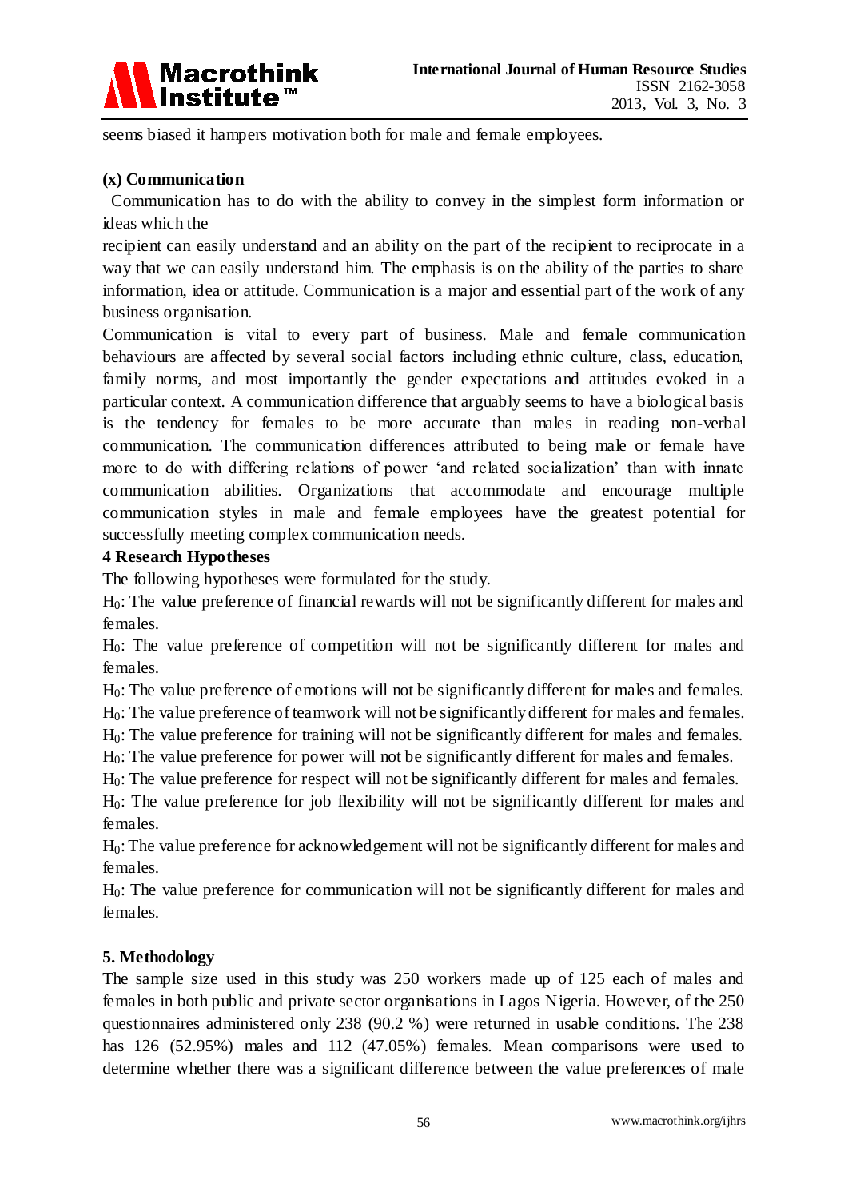seems biased it hampers motivation both for male and female employees.

### (x) Communication

Communication has to do with the ability to convey in the simplest form information or ideas which the recipient can easily understand and an ability on the part of the recipient to reciprocate in a way that we can easily understand him. The emphasis is on the ability of the parties to share information, idea or attitude. Communication is a major and essential part of the work of any business organisation.

Communication is vital to every part of business. Male and female communication behaviours are affected by several social factors including ethnic culture, class, education, family norms, and most importantly the gender expectations and attitudes evoked in a particular context. A communication difference that arguably seems to have a biological basis is the tendency for females to be more accurate than males in reading non-verbal communication. The communication differences attributed to being male or female have more to do with differing relations of power 'and related socialization' than with innate communication abilities. Organizations that accommodate and encourage multiple communication styles in male and female employees have the greatest potential for successfully meeting complex communication needs.

## 4 Research Hypotheses

The following hypotheses were formulated for the study.

$H_0$: The value preference of financial rewards will not be significantly different for males and females.

$H_0$: The value preference of competition will not be significantly different for males and females.

$H_0$: The value preference of emotions will not be significantly different for males and females.

$H_0$: The value preference of teamwork will not be significantly different for males and females.

$H_0$: The value preference for training will not be significantly different for males and females.

$H_0$: The value preference for power will not be significantly different for males and females.

$H_0$: The value preference for respect will not be significantly different for males and females.

$H_0$: The value preference for job flexibility will not be significantly different for males and females.

$H_0$: The value preference for acknowledgement will not be significantly different for males and females.

$H_0$: The value preference for communication will not be significantly different for males and females.

## 5. Methodology

The sample size used in this study was 250 workers made up of 125 each of males and females in both public and private sector organisations in Lagos Nigeria. However, of the 250 questionnaires administered only 238 (90.2 %) were returned in usable conditions. The 238 has 126 (52.95%) males and 112 (47.05%) females. Mean comparisons were used to determine whether there was a significant difference between the value preferences of male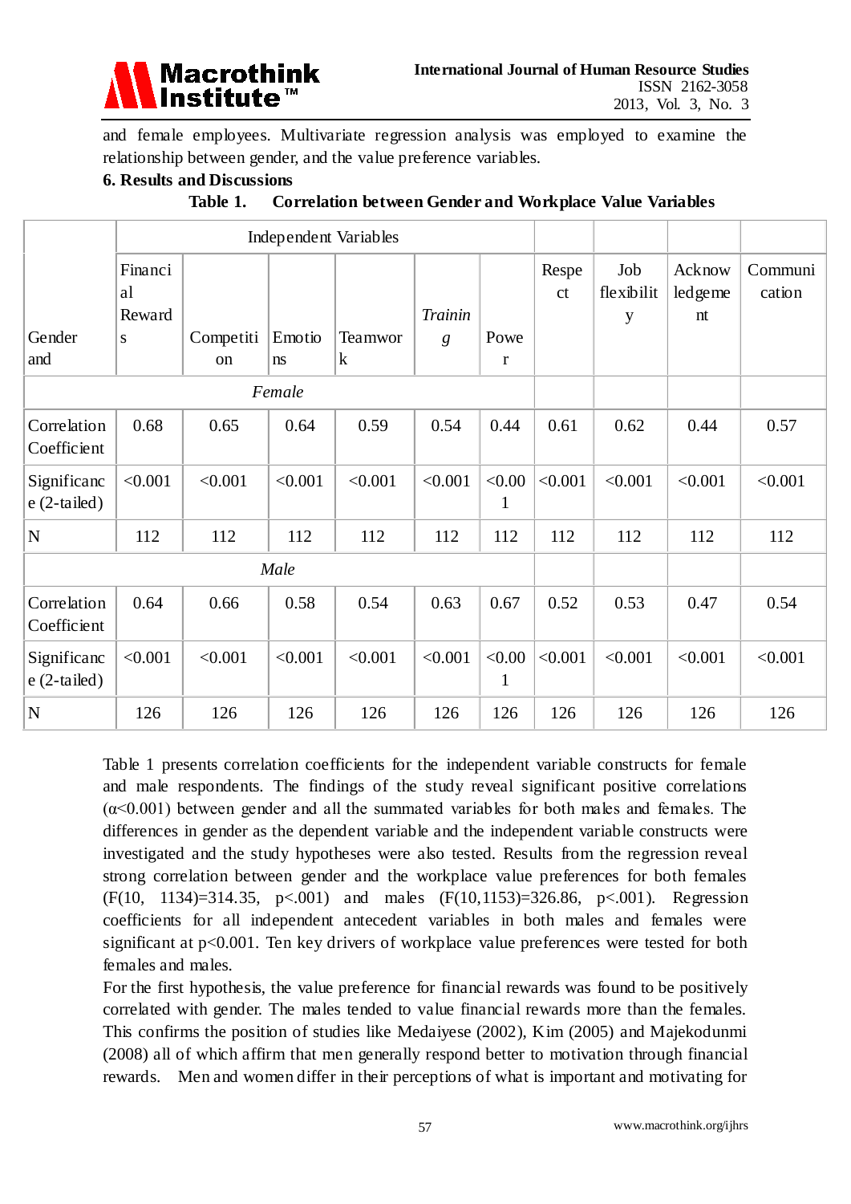and female employees. Multivariate regression analysis was employed to examine the relationship between gender, and the value preference variables.

**6. Results and Discussions**

**Table 1. Correlation between Gender and Workplace Value Variables**

| Gender and | Independent Variables | | | | | | | | | |
|---|---|---|---|---|---|---|---|---|---|---|
| | Financial Rewards | Competition | Emotions | Teamwork | *Training* | Power | Respect | Job flexibility | Acknowledgement | Communication |
| *Female* | | | | | | | | | | |
| Correlation Coefficient | 0.68 | 0.65 | 0.64 | 0.59 | 0.54 | 0.44 | 0.61 | 0.62 | 0.44 | 0.57 |
| Significance (2-tailed) | <0.001 | <0.001 | <0.001 | <0.001 | <0.001 | <0.001 | <0.001 | <0.001 | <0.001 | <0.001 |
| N | 112 | 112 | 112 | 112 | 112 | 112 | 112 | 112 | 112 | 112 |
| *Male* | | | | | | | | | | |
| Correlation Coefficient | 0.64 | 0.66 | 0.58 | 0.54 | 0.63 | 0.67 | 0.52 | 0.53 | 0.47 | 0.54 |
| Significance (2-tailed) | <0.001 | <0.001 | <0.001 | <0.001 | <0.001 | <0.001 | <0.001 | <0.001 | <0.001 | <0.001 |
| N | 126 | 126 | 126 | 126 | 126 | 126 | 126 | 126 | 126 | 126 |

Table 1 presents correlation coefficients for the independent variable constructs for female and male respondents. The findings of the study reveal significant positive correlations ($\alpha<0.001$) between gender and all the summated variables for both males and females. The differences in gender as the dependent variable and the independent variable constructs were investigated and the study hypotheses were also tested. Results from the regression reveal strong correlation between gender and the workplace value preferences for both females ($F(10, 1134)=314.35$, $p<.001$) and males ($F(10,1153)=326.86$, $p<.001$). Regression coefficients for all independent antecedent variables in both males and females were significant at $p<0.001$. Ten key drivers of workplace value preferences were tested for both females and males.

For the first hypothesis, the value preference for financial rewards was found to be positively correlated with gender. The males tended to value financial rewards more than the females. This confirms the position of studies like Medaiyese (2002), Kim (2005) and Majekodunmi (2008) all of which affirm that men generally respond better to motivation through financial rewards. Men and women differ in their perceptions of what is important and motivating for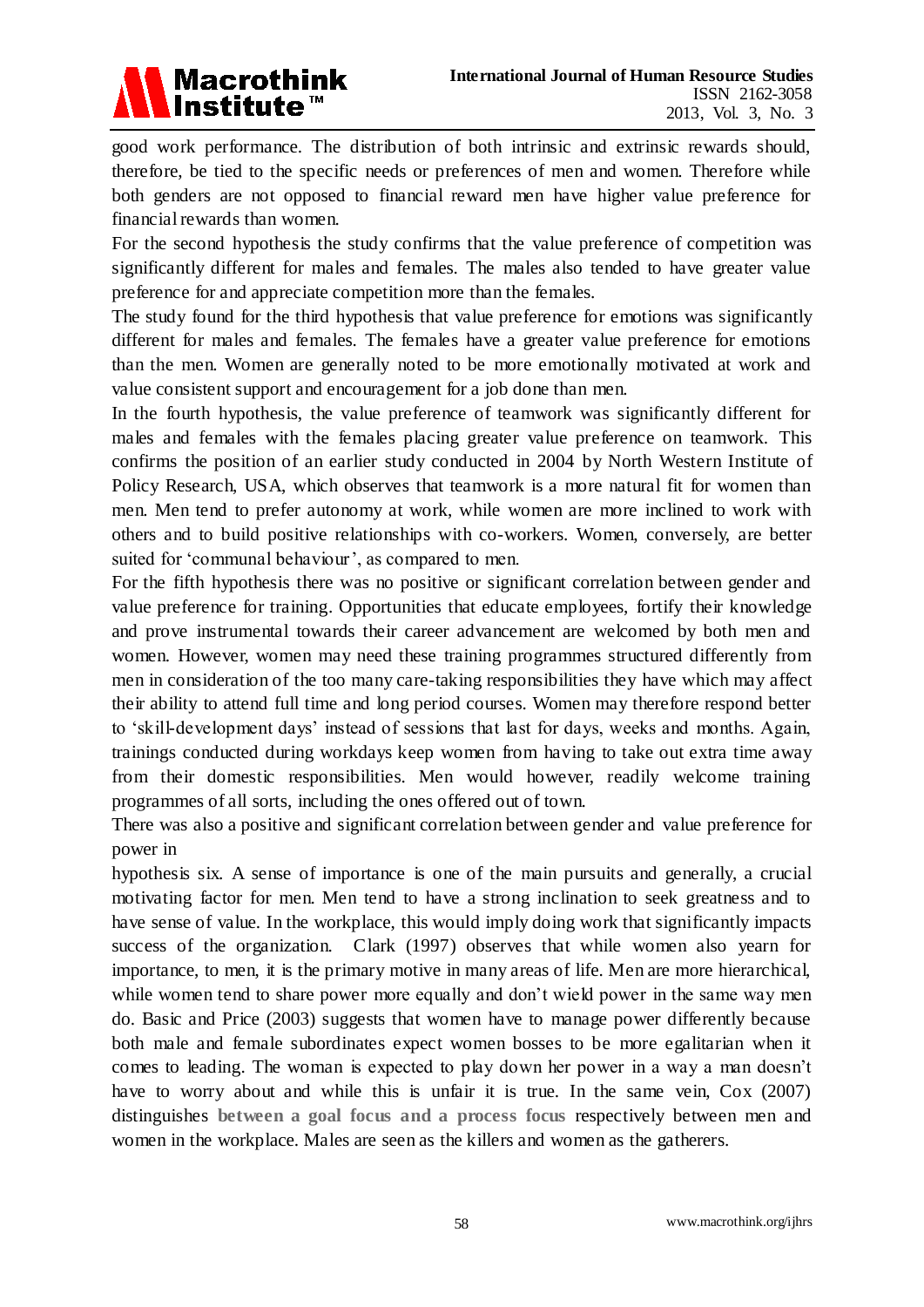good work performance. The distribution of both intrinsic and extrinsic rewards should, therefore, be tied to the specific needs or preferences of men and women. Therefore while both genders are not opposed to financial reward men have higher value preference for financial rewards than women.

For the second hypothesis the study confirms that the value preference of competition was significantly different for males and females. The males also tended to have greater value preference for and appreciate competition more than the females.

The study found for the third hypothesis that value preference for emotions was significantly different for males and females. The females have a greater value preference for emotions than the men. Women are generally noted to be more emotionally motivated at work and value consistent support and encouragement for a job done than men.

In the fourth hypothesis, the value preference of teamwork was significantly different for males and females with the females placing greater value preference on teamwork. This confirms the position of an earlier study conducted in 2004 by North Western Institute of Policy Research, USA, which observes that teamwork is a more natural fit for women than men. Men tend to prefer autonomy at work, while women are more inclined to work with others and to build positive relationships with co-workers. Women, conversely, are better suited for 'communal behaviour', as compared to men.

For the fifth hypothesis there was no positive or significant correlation between gender and value preference for training. Opportunities that educate employees, fortify their knowledge and prove instrumental towards their career advancement are welcomed by both men and women. However, women may need these training programmes structured differently from men in consideration of the too many care-taking responsibilities they have which may affect their ability to attend full time and long period courses. Women may therefore respond better to 'skill-development days' instead of sessions that last for days, weeks and months. Again, trainings conducted during workdays keep women from having to take out extra time away from their domestic responsibilities. Men would however, readily welcome training programmes of all sorts, including the ones offered out of town.

There was also a positive and significant correlation between gender and value preference for power in

hypothesis six. A sense of importance is one of the main pursuits and generally, a crucial motivating factor for men. Men tend to have a strong inclination to seek greatness and to have sense of value. In the workplace, this would imply doing work that significantly impacts success of the organization. Clark (1997) observes that while women also yearn for importance, to men, it is the primary motive in many areas of life. Men are more hierarchical, while women tend to share power more equally and don't wield power in the same way men do. Basic and Price (2003) suggests that women have to manage power differently because both male and female subordinates expect women bosses to be more egalitarian when it comes to leading. The woman is expected to play down her power in a way a man doesn't have to worry about and while this is unfair it is true. In the same vein, Cox (2007) distinguishes **between a goal focus and a process focus** respectively between men and women in the workplace. Males are seen as the killers and women as the gatherers.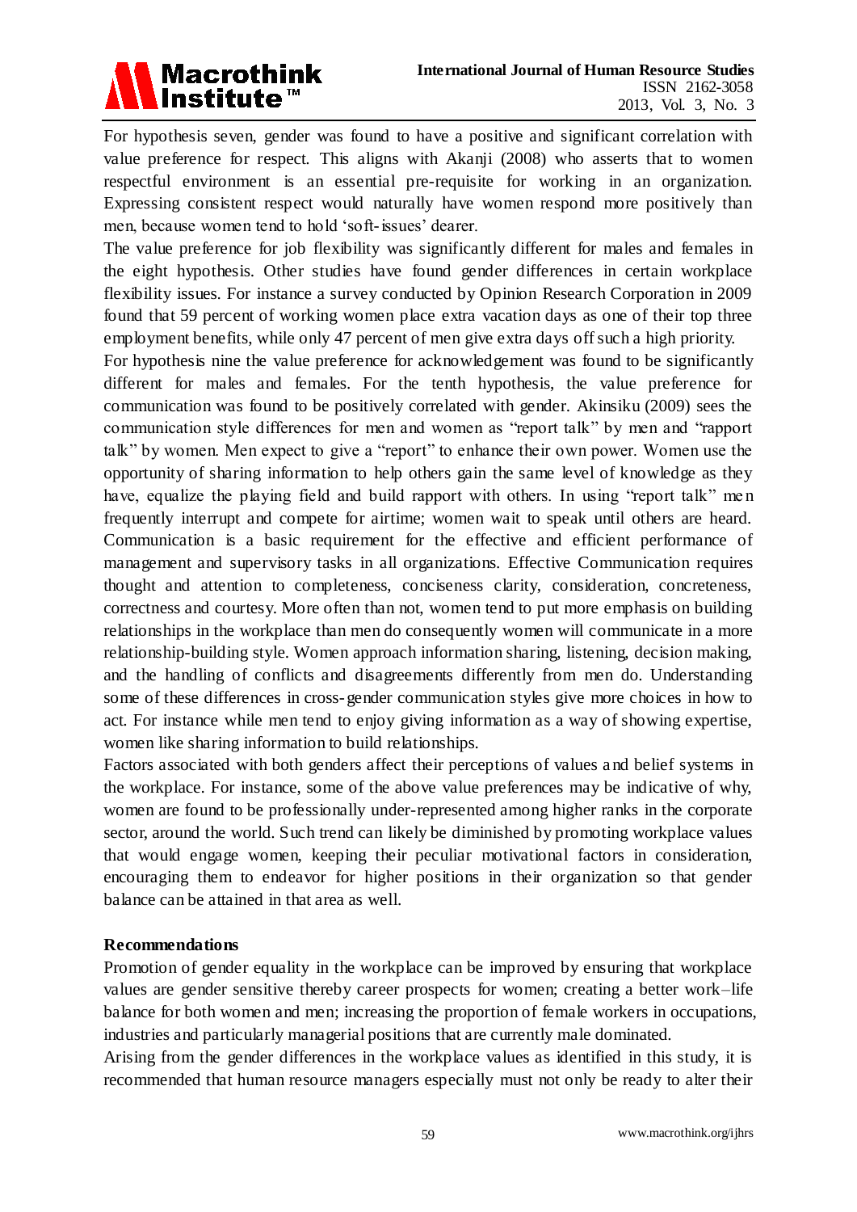For hypothesis seven, gender was found to have a positive and significant correlation with value preference for respect. This aligns with Akanji (2008) who asserts that to women respectful environment is an essential pre-requisite for working in an organization. Expressing consistent respect would naturally have women respond more positively than men, because women tend to hold 'soft-issues' dearer.

The value preference for job flexibility was significantly different for males and females in the eight hypothesis. Other studies have found gender differences in certain workplace flexibility issues. For instance a survey conducted by Opinion Research Corporation in 2009 found that 59 percent of working women place extra vacation days as one of their top three employment benefits, while only 47 percent of men give extra days off such a high priority.

For hypothesis nine the value preference for acknowledgement was found to be significantly different for males and females. For the tenth hypothesis, the value preference for communication was found to be positively correlated with gender. Akinsiku (2009) sees the communication style differences for men and women as "report talk" by men and "rapport talk" by women. Men expect to give a "report" to enhance their own power. Women use the opportunity of sharing information to help others gain the same level of knowledge as they have, equalize the playing field and build rapport with others. In using "report talk" men frequently interrupt and compete for airtime; women wait to speak until others are heard. Communication is a basic requirement for the effective and efficient performance of management and supervisory tasks in all organizations. Effective Communication requires thought and attention to completeness, conciseness clarity, consideration, concreteness, correctness and courtesy. More often than not, women tend to put more emphasis on building relationships in the workplace than men do consequently women will communicate in a more relationship-building style. Women approach information sharing, listening, decision making, and the handling of conflicts and disagreements differently from men do. Understanding some of these differences in cross-gender communication styles give more choices in how to act. For instance while men tend to enjoy giving information as a way of showing expertise, women like sharing information to build relationships.

Factors associated with both genders affect their perceptions of values and belief systems in the workplace. For instance, some of the above value preferences may be indicative of why, women are found to be professionally under-represented among higher ranks in the corporate sector, around the world. Such trend can likely be diminished by promoting workplace values that would engage women, keeping their peculiar motivational factors in consideration, encouraging them to endeavor for higher positions in their organization so that gender balance can be attained in that area as well.

## Recommendations

Promotion of gender equality in the workplace can be improved by ensuring that workplace values are gender sensitive thereby career prospects for women; creating a better work–life balance for both women and men; increasing the proportion of female workers in occupations, industries and particularly managerial positions that are currently male dominated.

Arising from the gender differences in the workplace values as identified in this study, it is recommended that human resource managers especially must not only be ready to alter their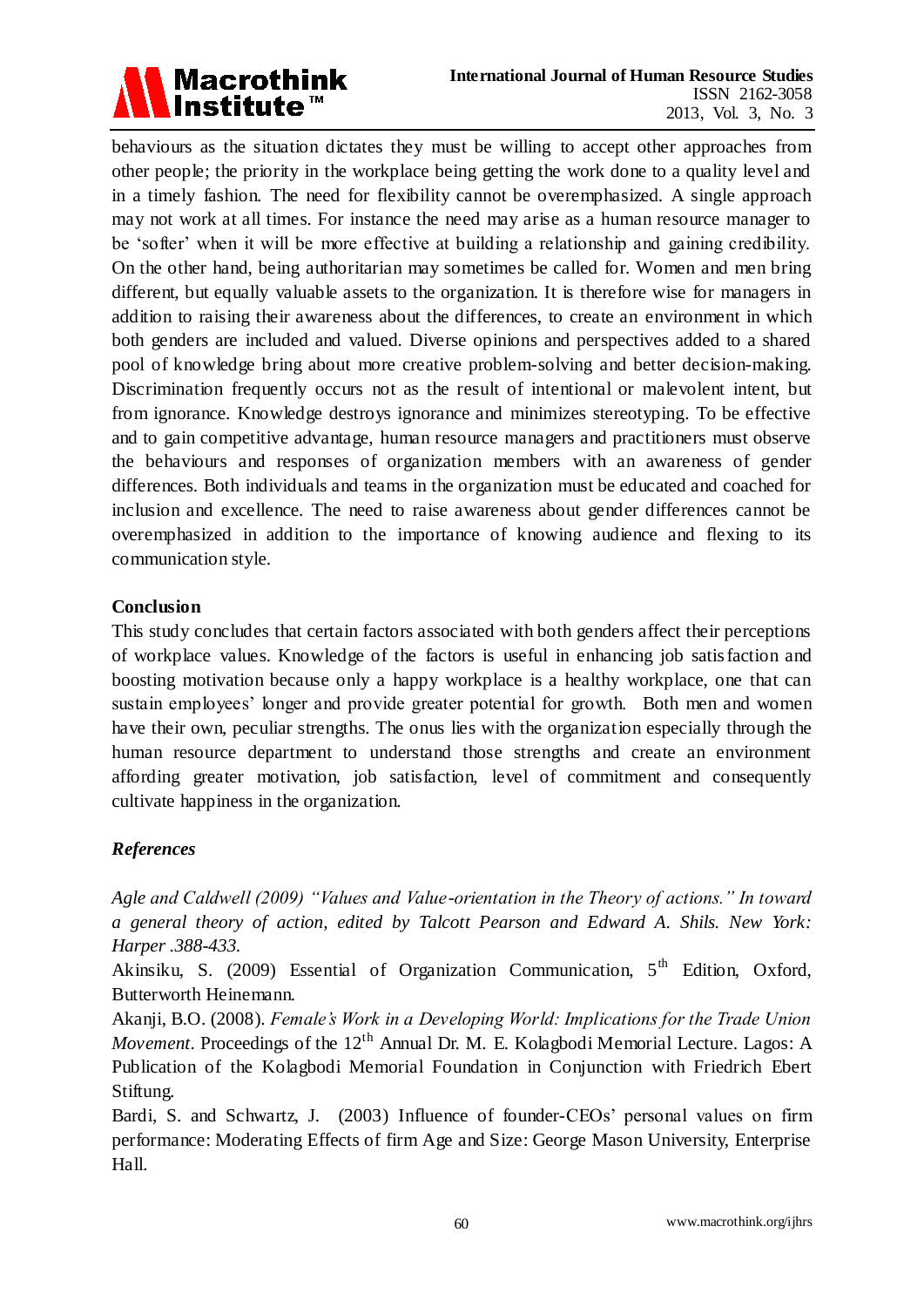behaviours as the situation dictates they must be willing to accept other approaches from other people; the priority in the workplace being getting the work done to a quality level and in a timely fashion. The need for flexibility cannot be overemphasized. A single approach may not work at all times. For instance the need may arise as a human resource manager to be 'softer' when it will be more effective at building a relationship and gaining credibility. On the other hand, being authoritarian may sometimes be called for. Women and men bring different, but equally valuable assets to the organization. It is therefore wise for managers in addition to raising their awareness about the differences, to create an environment in which both genders are included and valued. Diverse opinions and perspectives added to a shared pool of knowledge bring about more creative problem-solving and better decision-making. Discrimination frequently occurs not as the result of intentional or malevolent intent, but from ignorance. Knowledge destroys ignorance and minimizes stereotyping. To be effective and to gain competitive advantage, human resource managers and practitioners must observe the behaviours and responses of organization members with an awareness of gender differences. Both individuals and teams in the organization must be educated and coached for inclusion and excellence. The need to raise awareness about gender differences cannot be overemphasized in addition to the importance of knowing audience and flexing to its communication style.

## Conclusion

This study concludes that certain factors associated with both genders affect their perceptions of workplace values. Knowledge of the factors is useful in enhancing job satisfaction and boosting motivation because only a happy workplace is a healthy workplace, one that can sustain employees' longer and provide greater potential for growth. Both men and women have their own, peculiar strengths. The onus lies with the organization especially through the human resource department to understand those strengths and create an environment affording greater motivation, job satisfaction, level of commitment and consequently cultivate happiness in the organization.

## *References*

*Agle and Caldwell (2009) "Values and Value-orientation in the Theory of actions." In toward a general theory of action, edited by Talcott Pearson and Edward A. Shils. New York: Harper .388-433.*

Akinsiku, S. (2009) Essential of Organization Communication, 5th Edition, Oxford, Butterworth Heinemann.

Akanji, B.O. (2008). *Female's Work in a Developing World: Implications for the Trade Union Movement*. Proceedings of the 12th Annual Dr. M. E. Kolagbodi Memorial Lecture. Lagos: A Publication of the Kolagbodi Memorial Foundation in Conjunction with Friedrich Ebert Stiftung.

Bardi, S. and Schwartz, J. (2003) Influence of founder-CEOs' personal values on firm performance: Moderating Effects of firm Age and Size: George Mason University, Enterprise Hall.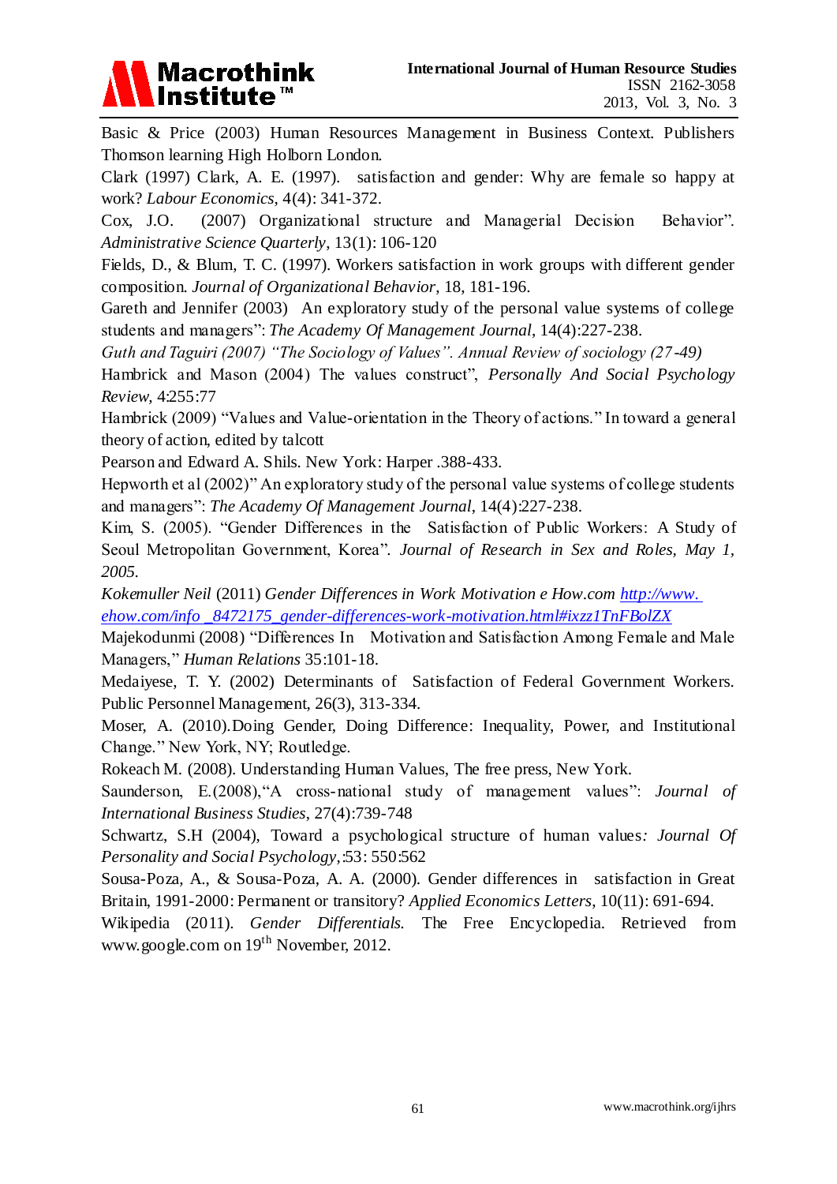Basic & Price (2003) Human Resources Management in Business Context. Publishers Thomson learning High Holborn London.

Clark (1997) Clark, A. E. (1997). satisfaction and gender: Why are female so happy at work? *Labour Economics*, 4(4): 341-372.

Cox, J.O. (2007) Organizational structure and Managerial Decision Behavior". *Administrative Science Quarterly*, 13(1): 106-120

Fields, D., & Blum, T. C. (1997). Workers satisfaction in work groups with different gender composition. *Journal of Organizational Behavior*, 18, 181-196.

Gareth and Jennifer (2003) An exploratory study of the personal value systems of college students and managers": *The Academy Of Management Journal*, 14(4):227-238.

*Guth and Taguiri (2007) "The Sociology of Values". Annual Review of sociology (27-49)*

Hambrick and Mason (2004) The values construct", *Personally And Social Psychology Review*, 4:255:77

Hambrick (2009) "Values and Value-orientation in the Theory of actions." In toward a general theory of action, edited by talcott

Pearson and Edward A. Shils. New York: Harper .388-433.

Hepworth et al (2002)" An exploratory study of the personal value systems of college students and managers": *The Academy Of Management Journal*, 14(4):227-238.

Kim, S. (2005). "Gender Differences in the Satisfaction of Public Workers: A Study of Seoul Metropolitan Government, Korea". *Journal of Research in Sex and Roles, May 1, 2005.*

*Kokemuller Neil* (2011) *Gender Differences in Work Motivation e How.com [http://www.ehow.com/info_8472175_gender-differences-work-motivation.html#ixzz1TnFBolZX](http://www.ehow.com/info_8472175_gender-differences-work-motivation.html#ixzz1TnFBolZX)*

Majekodunmi (2008) "Differences In Motivation and Satisfaction Among Female and Male Managers," *Human Relations* 35:101-18.

Medaiyese, T. Y. (2002) Determinants of Satisfaction of Federal Government Workers. Public Personnel Management, 26(3), 313-334.

Moser, A. (2010).Doing Gender, Doing Difference: Inequality, Power, and Institutional Change." New York, NY; Routledge.

Rokeach M. (2008). Understanding Human Values, The free press, New York.

Saunderson, E.(2008),"A cross-national study of management values": *Journal of International Business Studies*, 27(4):739-748

Schwartz, S.H (2004), Toward a psychological structure of human values*: Journal Of Personality and Social Psychology*,:53: 550:562

Sousa-Poza, A., & Sousa-Poza, A. A. (2000). Gender differences in satisfaction in Great Britain, 1991-2000: Permanent or transitory? *Applied Economics Letters*, 10(11): 691-694.

Wikipedia (2011). *Gender Differentials.* The Free Encyclopedia. Retrieved from www.google.com on 19th November, 2012.